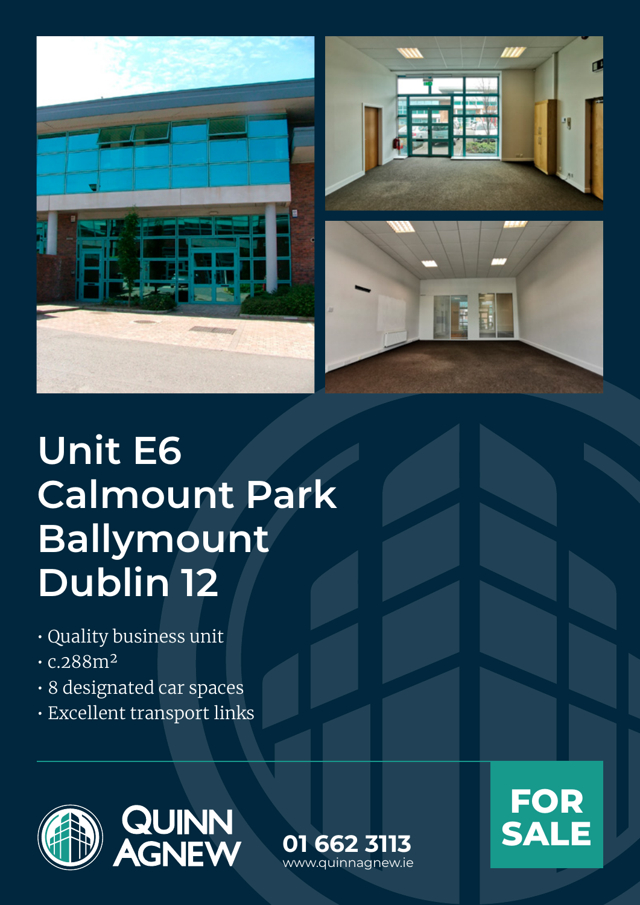# Unit E6 Calmount Park Ballymount Dublin 12

- Quality business unit
- c.288m²
- 8 designated car spaces
- Excellent transport links

QUINN AGNEW

**01 662 3113**
www.quinnagnew.ie

**FOR SALE**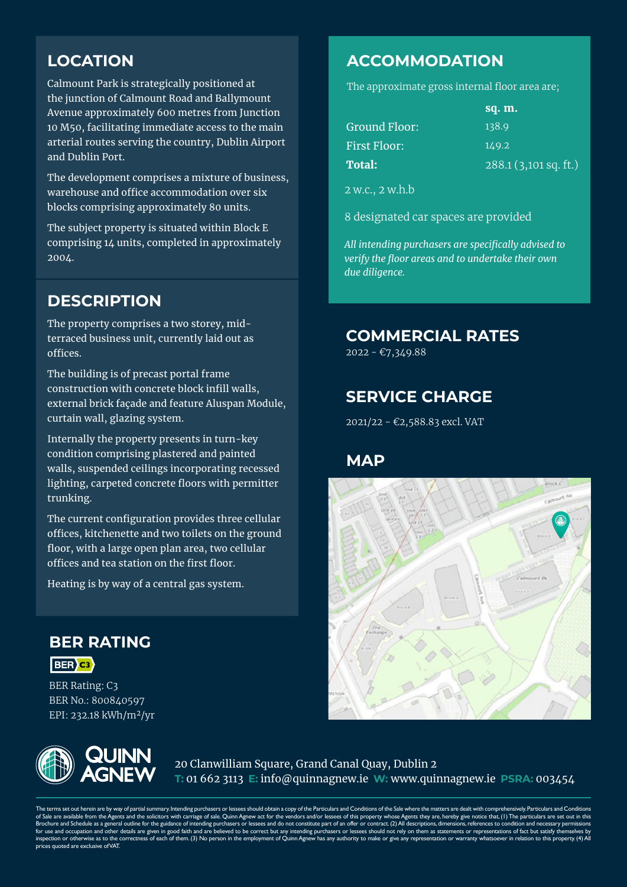## LOCATION

Calmount Park is strategically positioned at the junction of Calmount Road and Ballymount Avenue approximately 600 metres from Junction 10 M50, facilitating immediate access to the main arterial routes serving the country, Dublin Airport and Dublin Port.

The development comprises a mixture of business, warehouse and office accommodation over six blocks comprising approximately 80 units.

The subject property is situated within Block E comprising 14 units, completed in approximately 2004.

## DESCRIPTION

The property comprises a two storey, mid-terraced business unit, currently laid out as offices.

The building is of precast portal frame construction with concrete block infill walls, external brick façade and feature Aluspan Module, curtain wall, glazing system.

Internally the property presents in turn-key condition comprising plastered and painted walls, suspended ceilings incorporating recessed lighting, carpeted concrete floors with permitter trunking.

The current configuration provides three cellular offices, kitchenette and two toilets on the ground floor, with a large open plan area, two cellular offices and tea station on the first floor.

Heating is by way of a central gas system.

## BER RATING

BER C3

BER Rating: C3
BER No.: 800840597
EPI: 232.18 kWh/m²/yr

## ACCOMMODATION

The approximate gross internal floor area are;

| | **sq. m.** |
|---|---|
| Ground Floor: | 138.9 |
| First Floor: | 149.2 |
| **Total:** | 288.1 (3,101 sq. ft.) |

2 w.c., 2 w.h.b

8 designated car spaces are provided

*All intending purchasers are specifically advised to verify the floor areas and to undertake their own due diligence.*

## COMMERCIAL RATES

2022 - €7,349.88

## SERVICE CHARGE

2021/22 - €2,588.83 excl. VAT

## MAP

QUINN AGNEW

20 Clanwilliam Square, Grand Canal Quay, Dublin 2
**T:** 01 662 3113 **E:** info@quinnagnew.ie **W:** www.quinnagnew.ie **PSRA:** 003454

The terms set out herein are by way of partial summary. Intending purchasers or lessees should obtain a copy of the Particulars and Conditions of the Sale where the matters are dealt with comprehensively. Particulars and Conditions of Sale are available from the Agents and the solicitors with carriage of sale. Quinn Agnew act for the vendors and/or lessees of this property whose Agents they are, hereby give notice that, (1) The particulars are set out in this Brochure and Schedule as a general outline for the guidance of intending purchasers or lessees and do not constitute part of an offer or contract. (2) All descriptions, dimensions, references to condition and necessary permissions for use and occupation and other details are given in good faith and are believed to be correct but any intending purchasers or lessees should not rely on them as statements or representations of fact but satisfy themselves by inspection or otherwise as to the correctness of each of them. (3) No person in the employment of Quinn Agnew has any authority to make or give any representation or warranty whatsoever in relation to this property. (4) All prices quoted are exclusive of VAT.